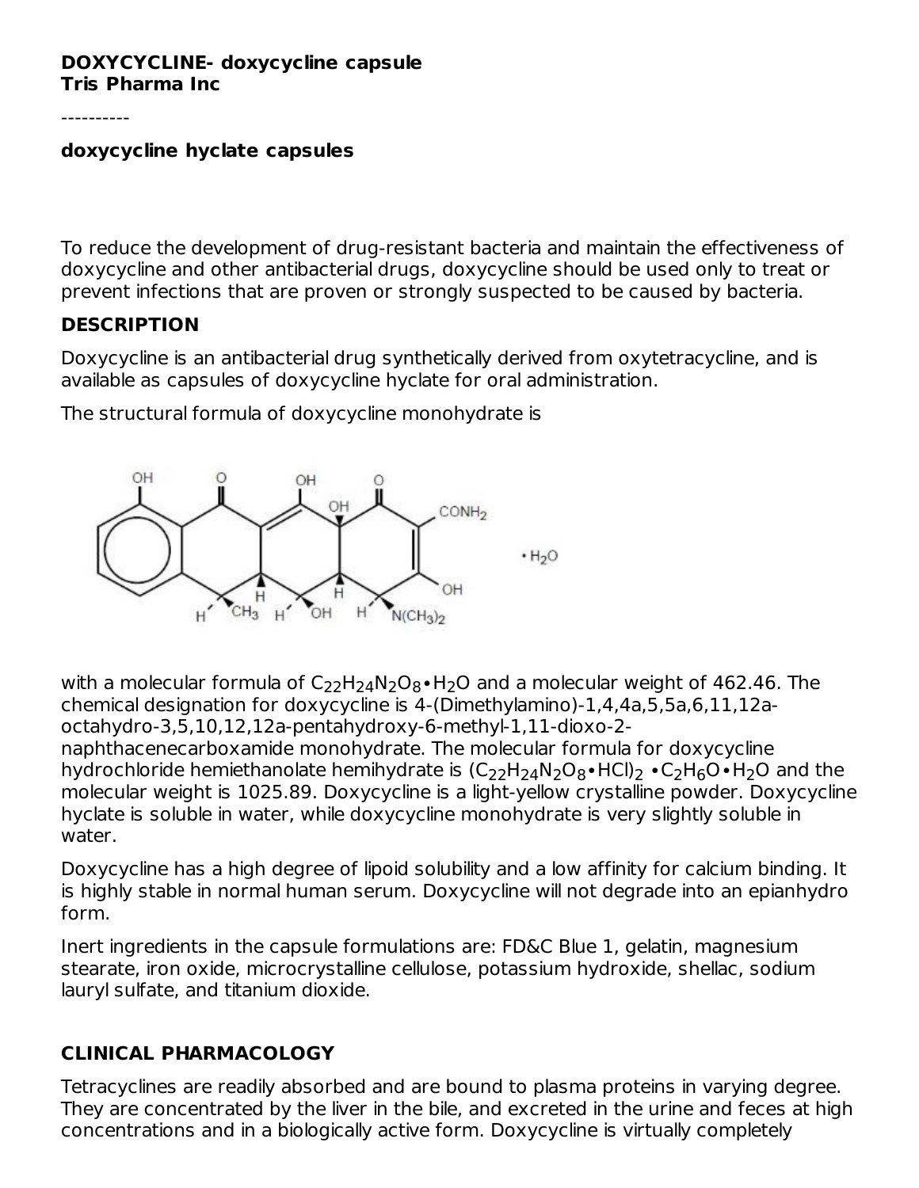**DOXYCYCLINE- doxycycline capsule**
**Tris Pharma Inc**

----------

**doxycycline hyclate capsules**

To reduce the development of drug-resistant bacteria and maintain the effectiveness of doxycycline and other antibacterial drugs, doxycycline should be used only to treat or prevent infections that are proven or strongly suspected to be caused by bacteria.

## DESCRIPTION

Doxycycline is an antibacterial drug synthetically derived from oxytetracycline, and is available as capsules of doxycycline hyclate for oral administration.

The structural formula of doxycycline monohydrate is

with a molecular formula of $C_{22}H_{24}N_2O_8 \bullet H_2O$ and a molecular weight of 462.46. The chemical designation for doxycycline is 4-(Dimethylamino)-1,4,4a,5,5a,6,11,12a-octahydro-3,5,10,12,12a-pentahydroxy-6-methyl-1,11-dioxo-2-naphthacenecarboxamide monohydrate. The molecular formula for doxycycline hydrochloride hemiethanolate hemihydrate is $(C_{22}H_{24}N_2O_8 \bullet HCl)_2 \bullet C_2H_6O \bullet H_2O$ and the molecular weight is 1025.89. Doxycycline is a light-yellow crystalline powder. Doxycycline hyclate is soluble in water, while doxycycline monohydrate is very slightly soluble in water.

Doxycycline has a high degree of lipoid solubility and a low affinity for calcium binding. It is highly stable in normal human serum. Doxycycline will not degrade into an epianhydro form.

Inert ingredients in the capsule formulations are: FD&C Blue 1, gelatin, magnesium stearate, iron oxide, microcrystalline cellulose, potassium hydroxide, shellac, sodium lauryl sulfate, and titanium dioxide.

## CLINICAL PHARMACOLOGY

Tetracyclines are readily absorbed and are bound to plasma proteins in varying degree. They are concentrated by the liver in the bile, and excreted in the urine and feces at high concentrations and in a biologically active form. Doxycycline is virtually completely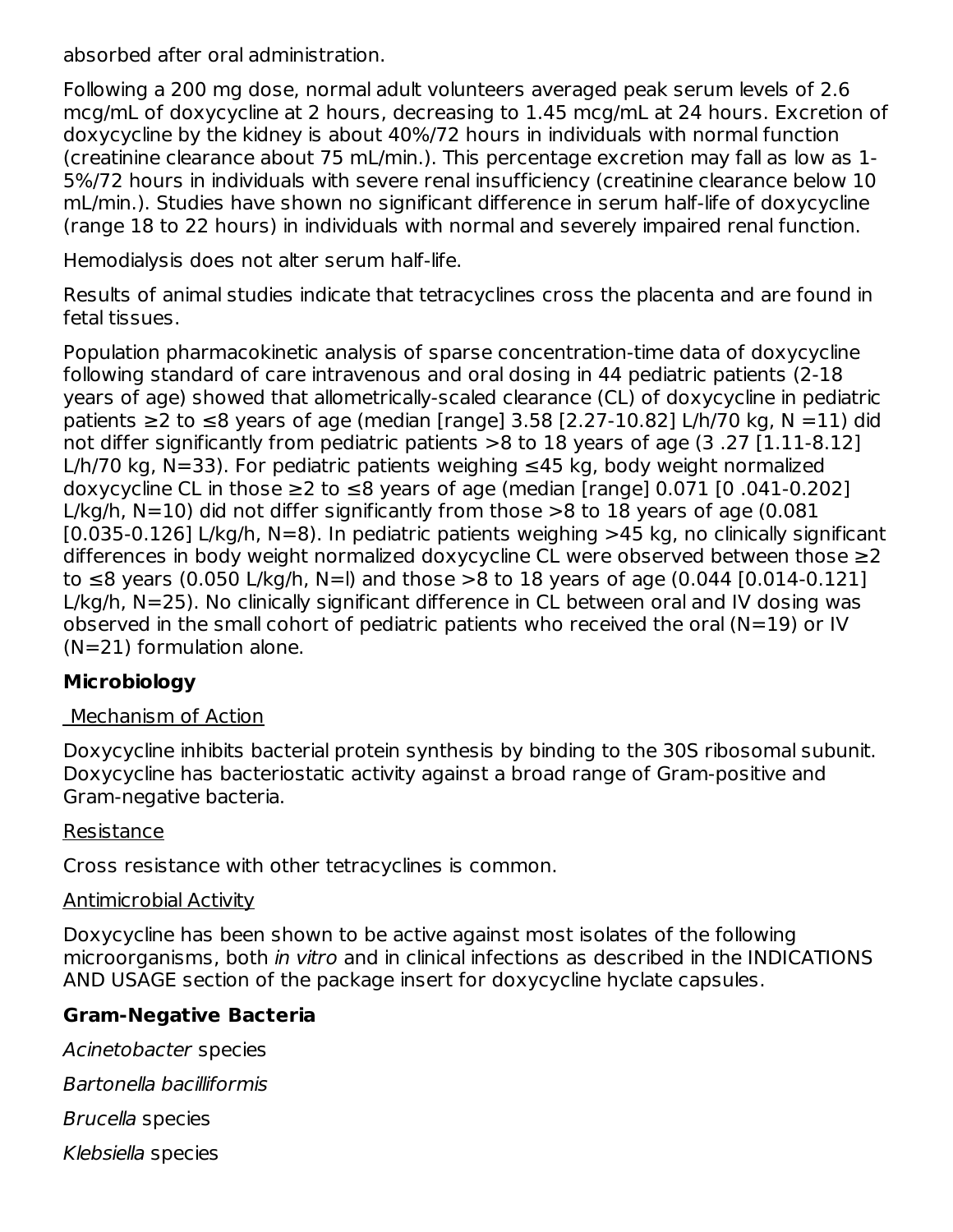absorbed after oral administration.

Following a 200 mg dose, normal adult volunteers averaged peak serum levels of 2.6 mcg/mL of doxycycline at 2 hours, decreasing to 1.45 mcg/mL at 24 hours. Excretion of doxycycline by the kidney is about 40%/72 hours in individuals with normal function (creatinine clearance about 75 mL/min.). This percentage excretion may fall as low as 1-5%/72 hours in individuals with severe renal insufficiency (creatinine clearance below 10 mL/min.). Studies have shown no significant difference in serum half-life of doxycycline (range 18 to 22 hours) in individuals with normal and severely impaired renal function.

Hemodialysis does not alter serum half-life.

Results of animal studies indicate that tetracyclines cross the placenta and are found in fetal tissues.

Population pharmacokinetic analysis of sparse concentration-time data of doxycycline following standard of care intravenous and oral dosing in 44 pediatric patients (2-18 years of age) showed that allometrically-scaled clearance (CL) of doxycycline in pediatric patients ≥2 to ≤8 years of age (median [range] 3.58 [2.27-10.82] L/h/70 kg, N =11) did not differ significantly from pediatric patients >8 to 18 years of age (3 .27 [1.11-8.12] L/h/70 kg, N=33). For pediatric patients weighing ≤45 kg, body weight normalized doxycycline CL in those ≥2 to ≤8 years of age (median [range] 0.071 [0 .041-0.202] L/kg/h, N=10) did not differ significantly from those >8 to 18 years of age (0.081 [0.035-0.126] L/kg/h, N=8). In pediatric patients weighing >45 kg, no clinically significant differences in body weight normalized doxycycline CL were observed between those ≥2 to ≤8 years (0.050 L/kg/h, N=l) and those >8 to 18 years of age (0.044 [0.014-0.121] L/kg/h, N=25). No clinically significant difference in CL between oral and IV dosing was observed in the small cohort of pediatric patients who received the oral (N=19) or IV (N=21) formulation alone.

**Microbiology**

Mechanism of Action

Doxycycline inhibits bacterial protein synthesis by binding to the 30S ribosomal subunit. Doxycycline has bacteriostatic activity against a broad range of Gram-positive and Gram-negative bacteria.

Resistance

Cross resistance with other tetracyclines is common.

Antimicrobial Activity

Doxycycline has been shown to be active against most isolates of the following microorganisms, both *in vitro* and in clinical infections as described in the INDICATIONS AND USAGE section of the package insert for doxycycline hyclate capsules.

**Gram-Negative Bacteria**

*Acinetobacter* species

*Bartonella bacilliformis*

*Brucella* species

*Klebsiella* species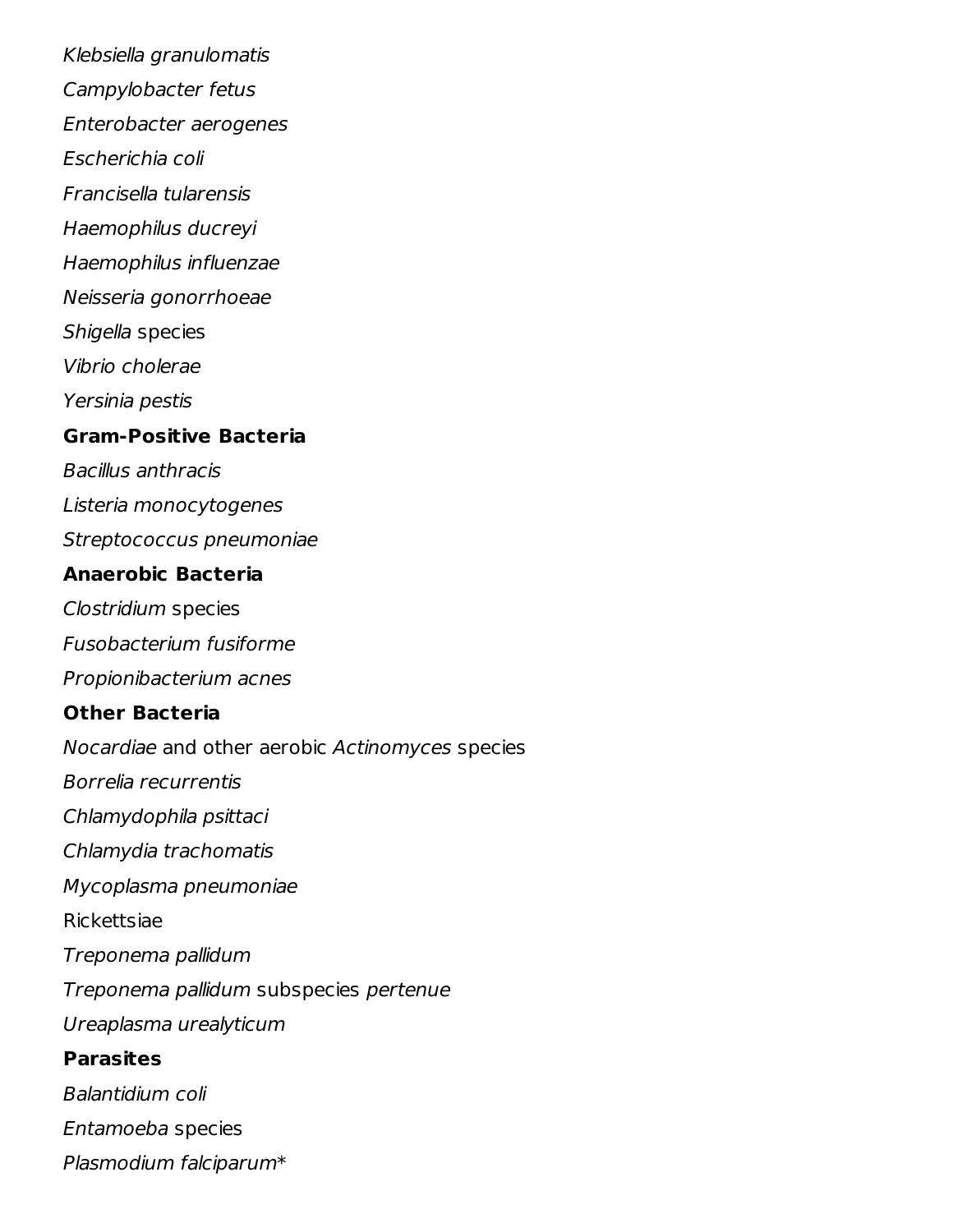*Klebsiella granulomatis*

*Campylobacter fetus*

*Enterobacter aerogenes*

*Escherichia coli*

*Francisella tularensis*

*Haemophilus ducreyi*

*Haemophilus influenzae*

*Neisseria gonorrhoeae*

*Shigella* species

*Vibrio cholerae*

*Yersinia pestis*

**Gram-Positive Bacteria**

*Bacillus anthracis*

*Listeria monocytogenes*

*Streptococcus pneumoniae*

**Anaerobic Bacteria**

*Clostridium* species

*Fusobacterium fusiforme*

*Propionibacterium acnes*

**Other Bacteria**

*Nocardiae* and other aerobic *Actinomyces* species

*Borrelia recurrentis*

*Chlamydophila psittaci*

*Chlamydia trachomatis*

*Mycoplasma pneumoniae*

Rickettsiae

*Treponema pallidum*

*Treponema pallidum* subspecies *pertenue*

*Ureaplasma urealyticum*

**Parasites**

*Balantidium coli*

*Entamoeba* species

*Plasmodium falciparum**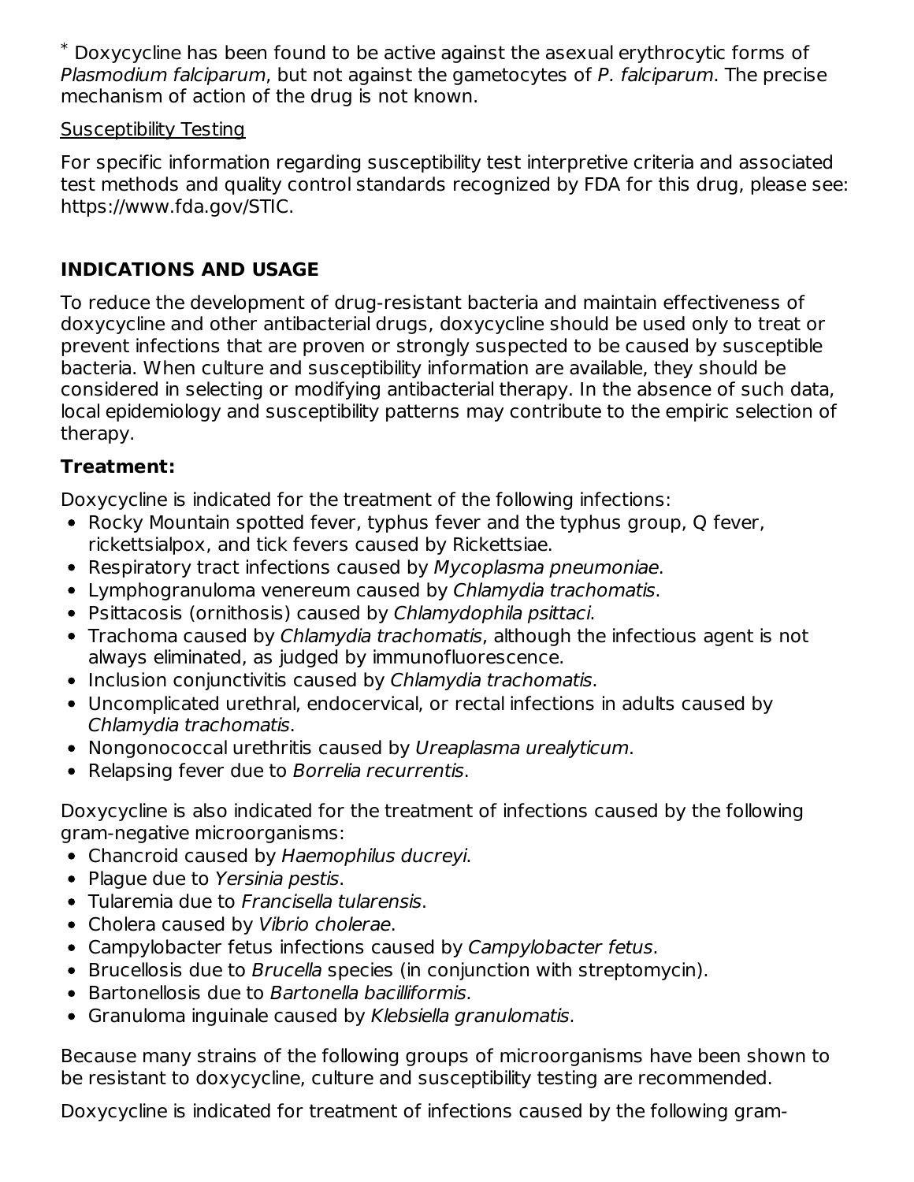[*] Doxycycline has been found to be active against the asexual erythrocytic forms of *Plasmodium falciparum*, but not against the gametocytes of *P. falciparum*. The precise mechanism of action of the drug is not known.

Susceptibility Testing

For specific information regarding susceptibility test interpretive criteria and associated test methods and quality control standards recognized by FDA for this drug, please see: https://www.fda.gov/STIC.

## INDICATIONS AND USAGE

To reduce the development of drug-resistant bacteria and maintain effectiveness of doxycycline and other antibacterial drugs, doxycycline should be used only to treat or prevent infections that are proven or strongly suspected to be caused by susceptible bacteria. When culture and susceptibility information are available, they should be considered in selecting or modifying antibacterial therapy. In the absence of such data, local epidemiology and susceptibility patterns may contribute to the empiric selection of therapy.

### Treatment:

Doxycycline is indicated for the treatment of the following infections:

- Rocky Mountain spotted fever, typhus fever and the typhus group, Q fever, rickettsialpox, and tick fevers caused by Rickettsiae.
- Respiratory tract infections caused by *Mycoplasma pneumoniae*.
- Lymphogranuloma venereum caused by *Chlamydia trachomatis*.
- Psittacosis (ornithosis) caused by *Chlamydophila psittaci*.
- Trachoma caused by *Chlamydia trachomatis*, although the infectious agent is not always eliminated, as judged by immunofluorescence.
- Inclusion conjunctivitis caused by *Chlamydia trachomatis*.
- Uncomplicated urethral, endocervical, or rectal infections in adults caused by *Chlamydia trachomatis*.
- Nongonococcal urethritis caused by *Ureaplasma urealyticum*.
- Relapsing fever due to *Borrelia recurrentis*.

Doxycycline is also indicated for the treatment of infections caused by the following gram-negative microorganisms:

- Chancroid caused by *Haemophilus ducreyi*.
- Plague due to *Yersinia pestis*.
- Tularemia due to *Francisella tularensis*.
- Cholera caused by *Vibrio cholerae*.
- Campylobacter fetus infections caused by *Campylobacter fetus*.
- Brucellosis due to *Brucella* species (in conjunction with streptomycin).
- Bartonellosis due to *Bartonella bacilliformis*.
- Granuloma inguinale caused by *Klebsiella granulomatis*.

Because many strains of the following groups of microorganisms have been shown to be resistant to doxycycline, culture and susceptibility testing are recommended.

Doxycycline is indicated for treatment of infections caused by the following gram-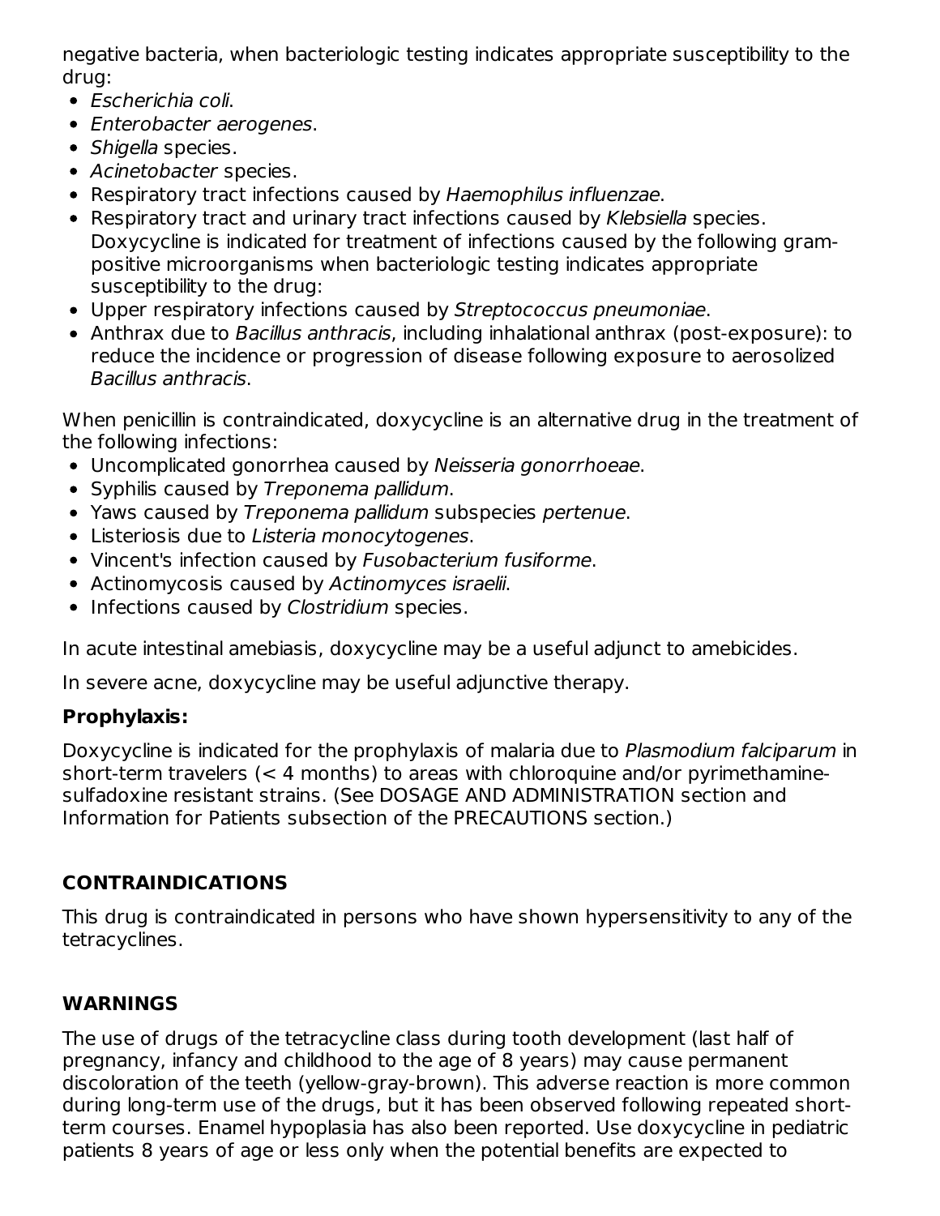negative bacteria, when bacteriologic testing indicates appropriate susceptibility to the drug:

- *Escherichia coli*.
- *Enterobacter aerogenes*.
- *Shigella* species.
- *Acinetobacter* species.
- Respiratory tract infections caused by *Haemophilus influenzae*.
- Respiratory tract and urinary tract infections caused by *Klebsiella* species. Doxycycline is indicated for treatment of infections caused by the following gram-positive microorganisms when bacteriologic testing indicates appropriate susceptibility to the drug:
- Upper respiratory infections caused by *Streptococcus pneumoniae*.
- Anthrax due to *Bacillus anthracis*, including inhalational anthrax (post-exposure): to reduce the incidence or progression of disease following exposure to aerosolized *Bacillus anthracis*.

When penicillin is contraindicated, doxycycline is an alternative drug in the treatment of the following infections:

- Uncomplicated gonorrhea caused by *Neisseria gonorrhoeae*.
- Syphilis caused by *Treponema pallidum*.
- Yaws caused by *Treponema pallidum* subspecies *pertenue*.
- Listeriosis due to *Listeria monocytogenes*.
- Vincent's infection caused by *Fusobacterium fusiforme*.
- Actinomycosis caused by *Actinomyces israelii*.
- Infections caused by *Clostridium* species.

In acute intestinal amebiasis, doxycycline may be a useful adjunct to amebicides.

In severe acne, doxycycline may be useful adjunctive therapy.

**Prophylaxis:**

Doxycycline is indicated for the prophylaxis of malaria due to *Plasmodium falciparum* in short-term travelers (< 4 months) to areas with chloroquine and/or pyrimethamine-sulfadoxine resistant strains. (See DOSAGE AND ADMINISTRATION section and Information for Patients subsection of the PRECAUTIONS section.)

## CONTRAINDICATIONS

This drug is contraindicated in persons who have shown hypersensitivity to any of the tetracyclines.

## WARNINGS

The use of drugs of the tetracycline class during tooth development (last half of pregnancy, infancy and childhood to the age of 8 years) may cause permanent discoloration of the teeth (yellow-gray-brown). This adverse reaction is more common during long-term use of the drugs, but it has been observed following repeated short-term courses. Enamel hypoplasia has also been reported. Use doxycycline in pediatric patients 8 years of age or less only when the potential benefits are expected to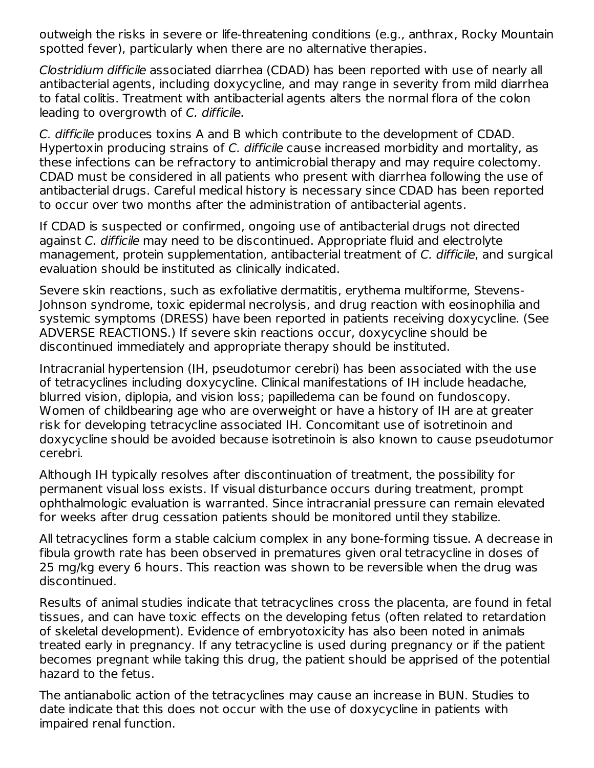outweigh the risks in severe or life-threatening conditions (e.g., anthrax, Rocky Mountain spotted fever), particularly when there are no alternative therapies.

*Clostridium difficile* associated diarrhea (CDAD) has been reported with use of nearly all antibacterial agents, including doxycycline, and may range in severity from mild diarrhea to fatal colitis. Treatment with antibacterial agents alters the normal flora of the colon leading to overgrowth of *C. difficile*.

*C. difficile* produces toxins A and B which contribute to the development of CDAD. Hypertoxin producing strains of *C. difficile* cause increased morbidity and mortality, as these infections can be refractory to antimicrobial therapy and may require colectomy. CDAD must be considered in all patients who present with diarrhea following the use of antibacterial drugs. Careful medical history is necessary since CDAD has been reported to occur over two months after the administration of antibacterial agents.

If CDAD is suspected or confirmed, ongoing use of antibacterial drugs not directed against *C. difficile* may need to be discontinued. Appropriate fluid and electrolyte management, protein supplementation, antibacterial treatment of *C. difficile*, and surgical evaluation should be instituted as clinically indicated.

Severe skin reactions, such as exfoliative dermatitis, erythema multiforme, Stevens-Johnson syndrome, toxic epidermal necrolysis, and drug reaction with eosinophilia and systemic symptoms (DRESS) have been reported in patients receiving doxycycline. (See ADVERSE REACTIONS.) If severe skin reactions occur, doxycycline should be discontinued immediately and appropriate therapy should be instituted.

Intracranial hypertension (IH, pseudotumor cerebri) has been associated with the use of tetracyclines including doxycycline. Clinical manifestations of IH include headache, blurred vision, diplopia, and vision loss; papilledema can be found on fundoscopy. Women of childbearing age who are overweight or have a history of IH are at greater risk for developing tetracycline associated IH. Concomitant use of isotretinoin and doxycycline should be avoided because isotretinoin is also known to cause pseudotumor cerebri.

Although IH typically resolves after discontinuation of treatment, the possibility for permanent visual loss exists. If visual disturbance occurs during treatment, prompt ophthalmologic evaluation is warranted. Since intracranial pressure can remain elevated for weeks after drug cessation patients should be monitored until they stabilize.

All tetracyclines form a stable calcium complex in any bone-forming tissue. A decrease in fibula growth rate has been observed in prematures given oral tetracycline in doses of 25 mg/kg every 6 hours. This reaction was shown to be reversible when the drug was discontinued.

Results of animal studies indicate that tetracyclines cross the placenta, are found in fetal tissues, and can have toxic effects on the developing fetus (often related to retardation of skeletal development). Evidence of embryotoxicity has also been noted in animals treated early in pregnancy. If any tetracycline is used during pregnancy or if the patient becomes pregnant while taking this drug, the patient should be apprised of the potential hazard to the fetus.

The antianabolic action of the tetracyclines may cause an increase in BUN. Studies to date indicate that this does not occur with the use of doxycycline in patients with impaired renal function.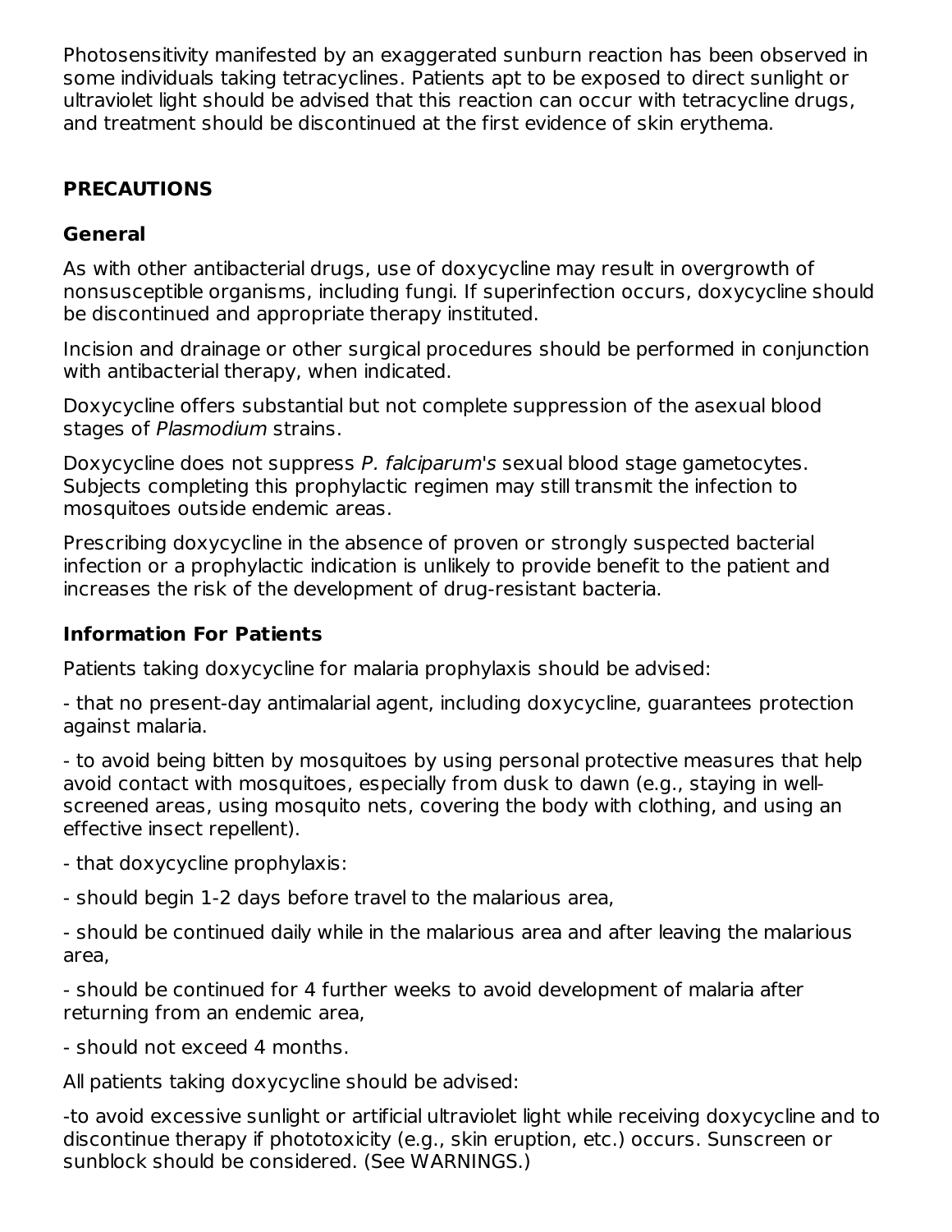Photosensitivity manifested by an exaggerated sunburn reaction has been observed in some individuals taking tetracyclines. Patients apt to be exposed to direct sunlight or ultraviolet light should be advised that this reaction can occur with tetracycline drugs, and treatment should be discontinued at the first evidence of skin erythema.

## PRECAUTIONS

### General

As with other antibacterial drugs, use of doxycycline may result in overgrowth of nonsusceptible organisms, including fungi. If superinfection occurs, doxycycline should be discontinued and appropriate therapy instituted.

Incision and drainage or other surgical procedures should be performed in conjunction with antibacterial therapy, when indicated.

Doxycycline offers substantial but not complete suppression of the asexual blood stages of *Plasmodium* strains.

Doxycycline does not suppress *P. falciparum's* sexual blood stage gametocytes. Subjects completing this prophylactic regimen may still transmit the infection to mosquitoes outside endemic areas.

Prescribing doxycycline in the absence of proven or strongly suspected bacterial infection or a prophylactic indication is unlikely to provide benefit to the patient and increases the risk of the development of drug-resistant bacteria.

### Information For Patients

Patients taking doxycycline for malaria prophylaxis should be advised:

- that no present-day antimalarial agent, including doxycycline, guarantees protection against malaria.

- to avoid being bitten by mosquitoes by using personal protective measures that help avoid contact with mosquitoes, especially from dusk to dawn (e.g., staying in well-screened areas, using mosquito nets, covering the body with clothing, and using an effective insect repellent).

- that doxycycline prophylaxis:

- should begin 1-2 days before travel to the malarious area,

- should be continued daily while in the malarious area and after leaving the malarious area,

- should be continued for 4 further weeks to avoid development of malaria after returning from an endemic area,

- should not exceed 4 months.

All patients taking doxycycline should be advised:

-to avoid excessive sunlight or artificial ultraviolet light while receiving doxycycline and to discontinue therapy if phototoxicity (e.g., skin eruption, etc.) occurs. Sunscreen or sunblock should be considered. (See WARNINGS.)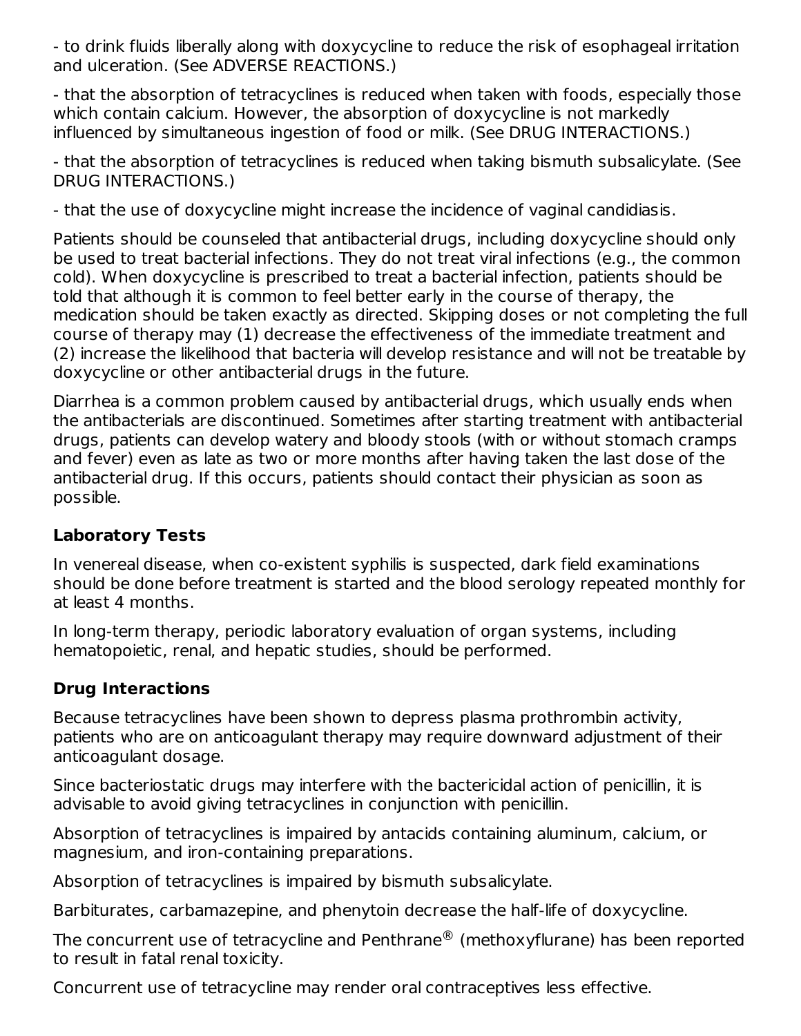- to drink fluids liberally along with doxycycline to reduce the risk of esophageal irritation and ulceration. (See ADVERSE REACTIONS.)

- that the absorption of tetracyclines is reduced when taken with foods, especially those which contain calcium. However, the absorption of doxycycline is not markedly influenced by simultaneous ingestion of food or milk. (See DRUG INTERACTIONS.)

- that the absorption of tetracyclines is reduced when taking bismuth subsalicylate. (See DRUG INTERACTIONS.)

- that the use of doxycycline might increase the incidence of vaginal candidiasis.

Patients should be counseled that antibacterial drugs, including doxycycline should only be used to treat bacterial infections. They do not treat viral infections (e.g., the common cold). When doxycycline is prescribed to treat a bacterial infection, patients should be told that although it is common to feel better early in the course of therapy, the medication should be taken exactly as directed. Skipping doses or not completing the full course of therapy may (1) decrease the effectiveness of the immediate treatment and (2) increase the likelihood that bacteria will develop resistance and will not be treatable by doxycycline or other antibacterial drugs in the future.

Diarrhea is a common problem caused by antibacterial drugs, which usually ends when the antibacterials are discontinued. Sometimes after starting treatment with antibacterial drugs, patients can develop watery and bloody stools (with or without stomach cramps and fever) even as late as two or more months after having taken the last dose of the antibacterial drug. If this occurs, patients should contact their physician as soon as possible.

### Laboratory Tests

In venereal disease, when co-existent syphilis is suspected, dark field examinations should be done before treatment is started and the blood serology repeated monthly for at least 4 months.

In long-term therapy, periodic laboratory evaluation of organ systems, including hematopoietic, renal, and hepatic studies, should be performed.

### Drug Interactions

Because tetracyclines have been shown to depress plasma prothrombin activity, patients who are on anticoagulant therapy may require downward adjustment of their anticoagulant dosage.

Since bacteriostatic drugs may interfere with the bactericidal action of penicillin, it is advisable to avoid giving tetracyclines in conjunction with penicillin.

Absorption of tetracyclines is impaired by antacids containing aluminum, calcium, or magnesium, and iron-containing preparations.

Absorption of tetracyclines is impaired by bismuth subsalicylate.

Barbiturates, carbamazepine, and phenytoin decrease the half-life of doxycycline.

The concurrent use of tetracycline and Penthrane® (methoxyflurane) has been reported to result in fatal renal toxicity.

Concurrent use of tetracycline may render oral contraceptives less effective.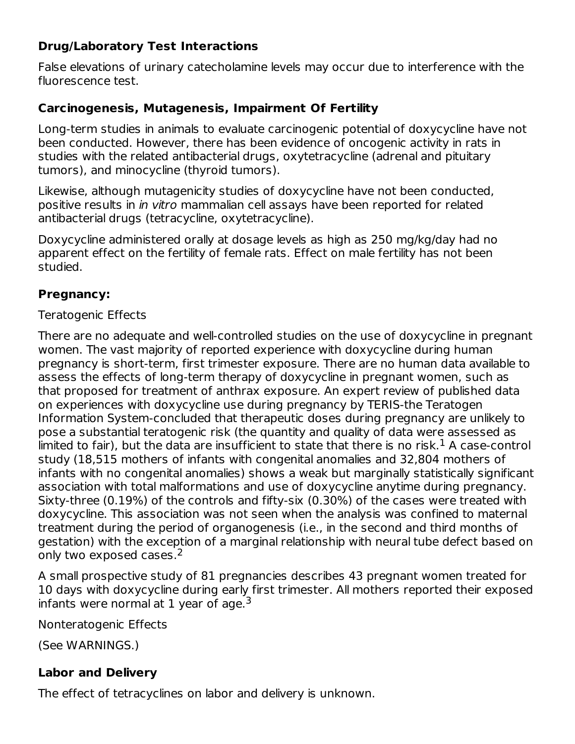### Drug/Laboratory Test Interactions

False elevations of urinary catecholamine levels may occur due to interference with the fluorescence test.

### Carcinogenesis, Mutagenesis, Impairment Of Fertility

Long-term studies in animals to evaluate carcinogenic potential of doxycycline have not been conducted. However, there has been evidence of oncogenic activity in rats in studies with the related antibacterial drugs, oxytetracycline (adrenal and pituitary tumors), and minocycline (thyroid tumors).

Likewise, although mutagenicity studies of doxycycline have not been conducted, positive results in *in vitro* mammalian cell assays have been reported for related antibacterial drugs (tetracycline, oxytetracycline).

Doxycycline administered orally at dosage levels as high as 250 mg/kg/day had no apparent effect on the fertility of female rats. Effect on male fertility has not been studied.

### Pregnancy:

Teratogenic Effects

There are no adequate and well-controlled studies on the use of doxycycline in pregnant women. The vast majority of reported experience with doxycycline during human pregnancy is short-term, first trimester exposure. There are no human data available to assess the effects of long-term therapy of doxycycline in pregnant women, such as that proposed for treatment of anthrax exposure. An expert review of published data on experiences with doxycycline use during pregnancy by TERIS-the Teratogen Information System-concluded that therapeutic doses during pregnancy are unlikely to pose a substantial teratogenic risk (the quantity and quality of data were assessed as limited to fair), but the data are insufficient to state that there is no risk.[1] A case-control study (18,515 mothers of infants with congenital anomalies and 32,804 mothers of infants with no congenital anomalies) shows a weak but marginally statistically significant association with total malformations and use of doxycycline anytime during pregnancy. Sixty-three (0.19%) of the controls and fifty-six (0.30%) of the cases were treated with doxycycline. This association was not seen when the analysis was confined to maternal treatment during the period of organogenesis (i.e., in the second and third months of gestation) with the exception of a marginal relationship with neural tube defect based on only two exposed cases.[2]

A small prospective study of 81 pregnancies describes 43 pregnant women treated for 10 days with doxycycline during early first trimester. All mothers reported their exposed infants were normal at 1 year of age.[3]

Nonteratogenic Effects

(See WARNINGS.)

### Labor and Delivery

The effect of tetracyclines on labor and delivery is unknown.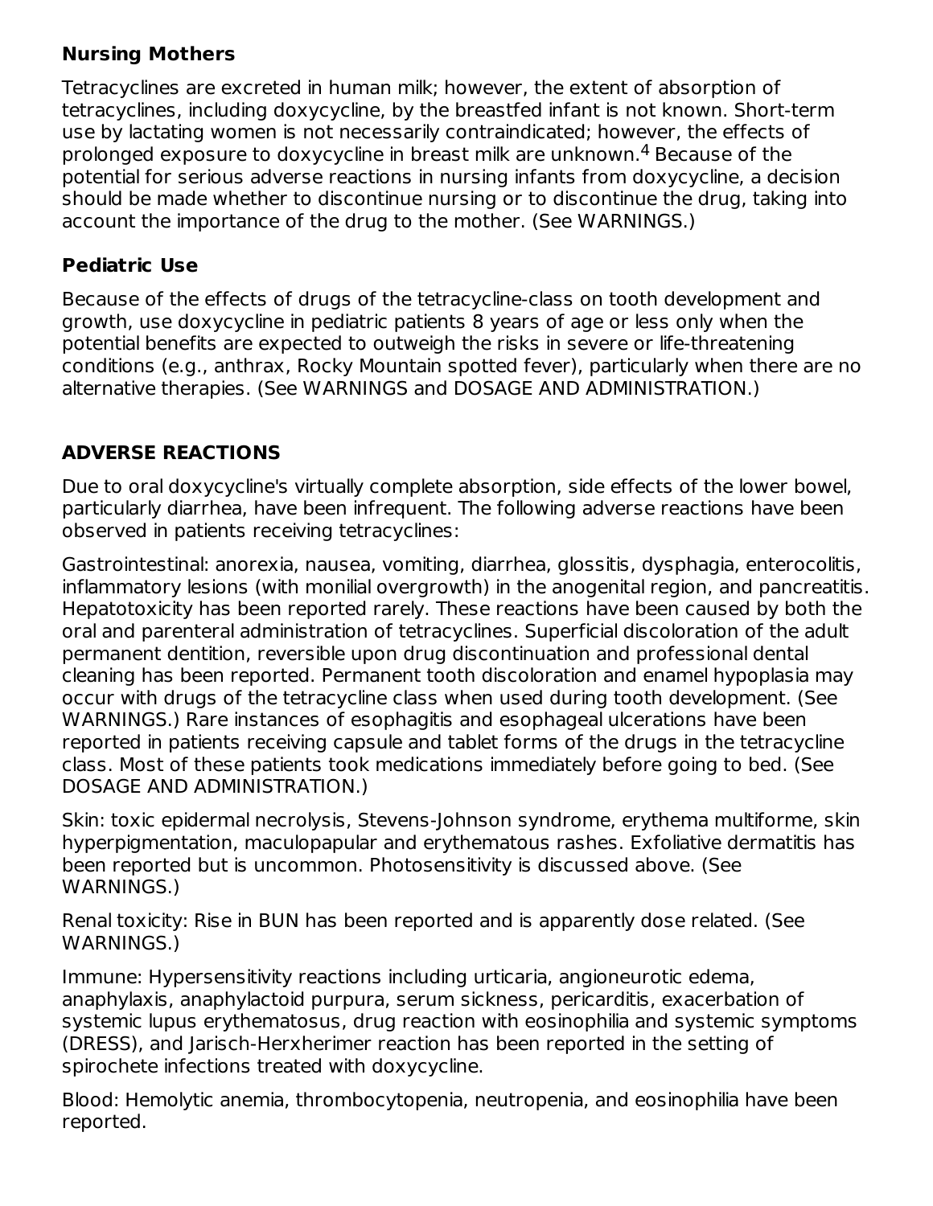### Nursing Mothers

Tetracyclines are excreted in human milk; however, the extent of absorption of tetracyclines, including doxycycline, by the breastfed infant is not known. Short-term use by lactating women is not necessarily contraindicated; however, the effects of prolonged exposure to doxycycline in breast milk are unknown.[4] Because of the potential for serious adverse reactions in nursing infants from doxycycline, a decision should be made whether to discontinue nursing or to discontinue the drug, taking into account the importance of the drug to the mother. (See WARNINGS.)

### Pediatric Use

Because of the effects of drugs of the tetracycline-class on tooth development and growth, use doxycycline in pediatric patients 8 years of age or less only when the potential benefits are expected to outweigh the risks in severe or life-threatening conditions (e.g., anthrax, Rocky Mountain spotted fever), particularly when there are no alternative therapies. (See WARNINGS and DOSAGE AND ADMINISTRATION.)

## ADVERSE REACTIONS

Due to oral doxycycline's virtually complete absorption, side effects of the lower bowel, particularly diarrhea, have been infrequent. The following adverse reactions have been observed in patients receiving tetracyclines:

Gastrointestinal: anorexia, nausea, vomiting, diarrhea, glossitis, dysphagia, enterocolitis, inflammatory lesions (with monilial overgrowth) in the anogenital region, and pancreatitis. Hepatotoxicity has been reported rarely. These reactions have been caused by both the oral and parenteral administration of tetracyclines. Superficial discoloration of the adult permanent dentition, reversible upon drug discontinuation and professional dental cleaning has been reported. Permanent tooth discoloration and enamel hypoplasia may occur with drugs of the tetracycline class when used during tooth development. (See WARNINGS.) Rare instances of esophagitis and esophageal ulcerations have been reported in patients receiving capsule and tablet forms of the drugs in the tetracycline class. Most of these patients took medications immediately before going to bed. (See DOSAGE AND ADMINISTRATION.)

Skin: toxic epidermal necrolysis, Stevens-Johnson syndrome, erythema multiforme, skin hyperpigmentation, maculopapular and erythematous rashes. Exfoliative dermatitis has been reported but is uncommon. Photosensitivity is discussed above. (See WARNINGS.)

Renal toxicity: Rise in BUN has been reported and is apparently dose related. (See WARNINGS.)

Immune: Hypersensitivity reactions including urticaria, angioneurotic edema, anaphylaxis, anaphylactoid purpura, serum sickness, pericarditis, exacerbation of systemic lupus erythematosus, drug reaction with eosinophilia and systemic symptoms (DRESS), and Jarisch-Herxherimer reaction has been reported in the setting of spirochete infections treated with doxycycline.

Blood: Hemolytic anemia, thrombocytopenia, neutropenia, and eosinophilia have been reported.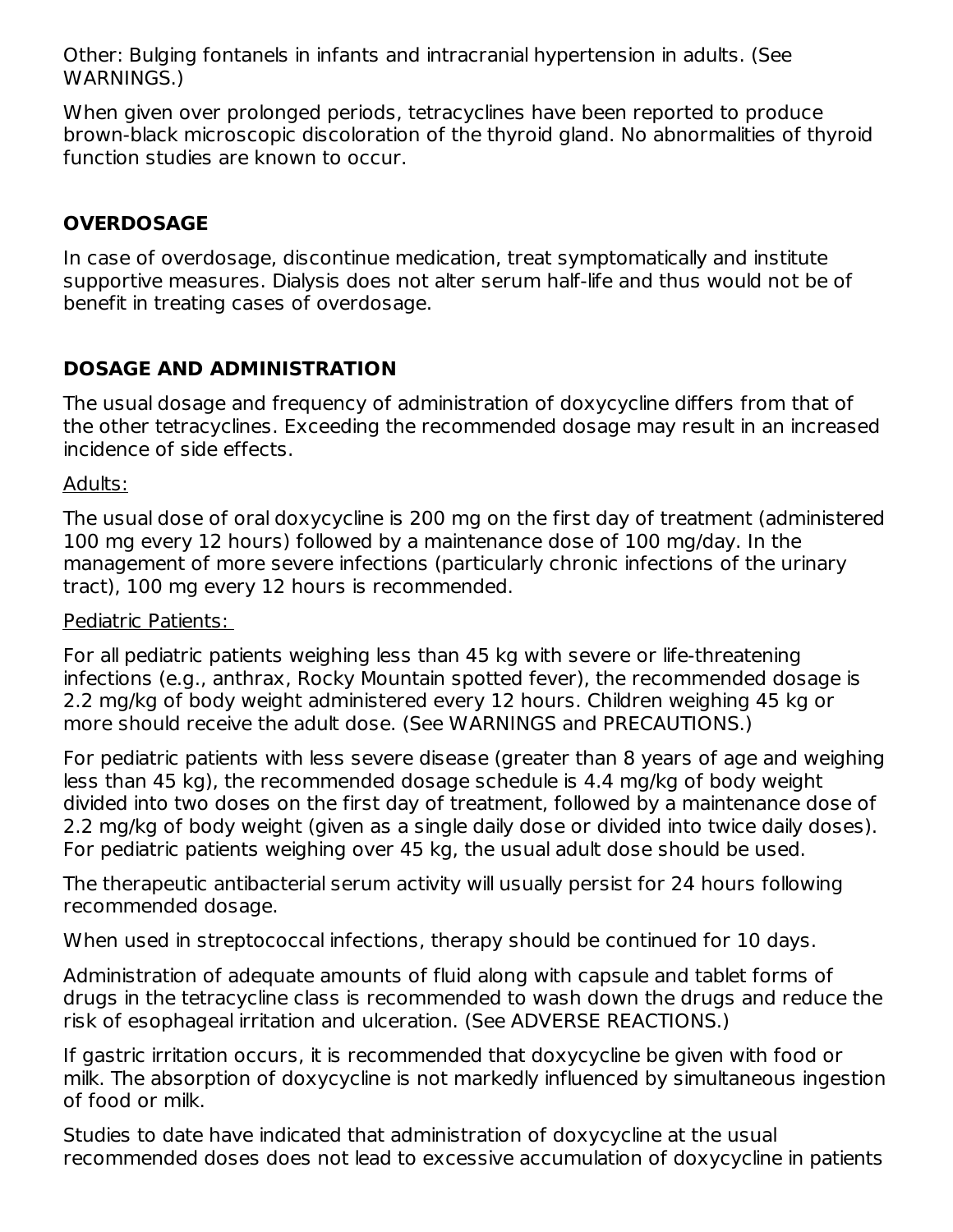Other: Bulging fontanels in infants and intracranial hypertension in adults. (See WARNINGS.)

When given over prolonged periods, tetracyclines have been reported to produce brown-black microscopic discoloration of the thyroid gland. No abnormalities of thyroid function studies are known to occur.

## OVERDOSAGE

In case of overdosage, discontinue medication, treat symptomatically and institute supportive measures. Dialysis does not alter serum half-life and thus would not be of benefit in treating cases of overdosage.

## DOSAGE AND ADMINISTRATION

The usual dosage and frequency of administration of doxycycline differs from that of the other tetracyclines. Exceeding the recommended dosage may result in an increased incidence of side effects.

Adults:

The usual dose of oral doxycycline is 200 mg on the first day of treatment (administered 100 mg every 12 hours) followed by a maintenance dose of 100 mg/day. In the management of more severe infections (particularly chronic infections of the urinary tract), 100 mg every 12 hours is recommended.

Pediatric Patients:

For all pediatric patients weighing less than 45 kg with severe or life-threatening infections (e.g., anthrax, Rocky Mountain spotted fever), the recommended dosage is 2.2 mg/kg of body weight administered every 12 hours. Children weighing 45 kg or more should receive the adult dose. (See WARNINGS and PRECAUTIONS.)

For pediatric patients with less severe disease (greater than 8 years of age and weighing less than 45 kg), the recommended dosage schedule is 4.4 mg/kg of body weight divided into two doses on the first day of treatment, followed by a maintenance dose of 2.2 mg/kg of body weight (given as a single daily dose or divided into twice daily doses). For pediatric patients weighing over 45 kg, the usual adult dose should be used.

The therapeutic antibacterial serum activity will usually persist for 24 hours following recommended dosage.

When used in streptococcal infections, therapy should be continued for 10 days.

Administration of adequate amounts of fluid along with capsule and tablet forms of drugs in the tetracycline class is recommended to wash down the drugs and reduce the risk of esophageal irritation and ulceration. (See ADVERSE REACTIONS.)

If gastric irritation occurs, it is recommended that doxycycline be given with food or milk. The absorption of doxycycline is not markedly influenced by simultaneous ingestion of food or milk.

Studies to date have indicated that administration of doxycycline at the usual recommended doses does not lead to excessive accumulation of doxycycline in patients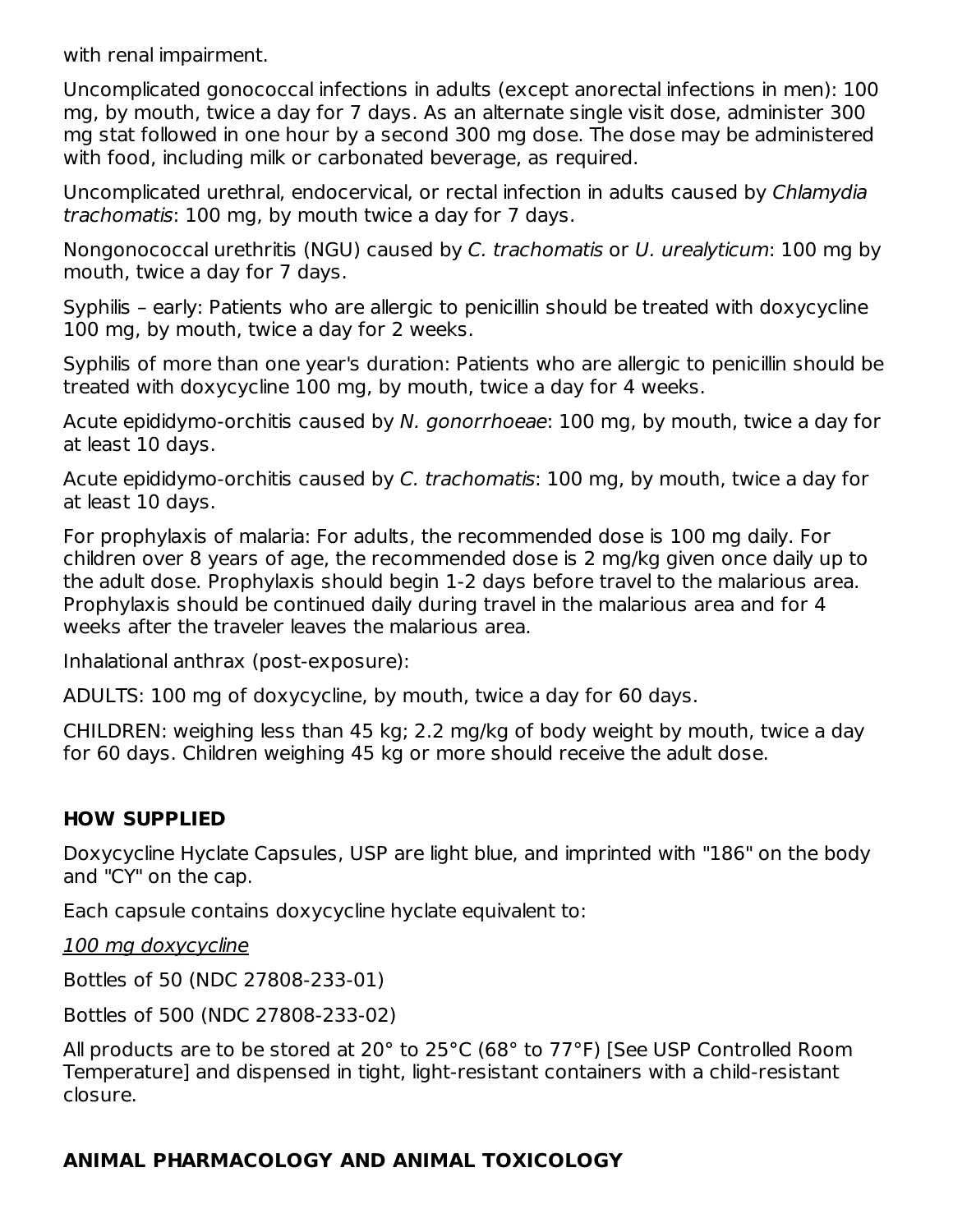with renal impairment.

Uncomplicated gonococcal infections in adults (except anorectal infections in men): 100 mg, by mouth, twice a day for 7 days. As an alternate single visit dose, administer 300 mg stat followed in one hour by a second 300 mg dose. The dose may be administered with food, including milk or carbonated beverage, as required.

Uncomplicated urethral, endocervical, or rectal infection in adults caused by *Chlamydia trachomatis*: 100 mg, by mouth twice a day for 7 days.

Nongonococcal urethritis (NGU) caused by *C. trachomatis* or *U. urealyticum*: 100 mg by mouth, twice a day for 7 days.

Syphilis – early: Patients who are allergic to penicillin should be treated with doxycycline 100 mg, by mouth, twice a day for 2 weeks.

Syphilis of more than one year's duration: Patients who are allergic to penicillin should be treated with doxycycline 100 mg, by mouth, twice a day for 4 weeks.

Acute epididymo-orchitis caused by *N. gonorrhoeae*: 100 mg, by mouth, twice a day for at least 10 days.

Acute epididymo-orchitis caused by *C. trachomatis*: 100 mg, by mouth, twice a day for at least 10 days.

For prophylaxis of malaria: For adults, the recommended dose is 100 mg daily. For children over 8 years of age, the recommended dose is 2 mg/kg given once daily up to the adult dose. Prophylaxis should begin 1-2 days before travel to the malarious area. Prophylaxis should be continued daily during travel in the malarious area and for 4 weeks after the traveler leaves the malarious area.

Inhalational anthrax (post-exposure):

ADULTS: 100 mg of doxycycline, by mouth, twice a day for 60 days.

CHILDREN: weighing less than 45 kg; 2.2 mg/kg of body weight by mouth, twice a day for 60 days. Children weighing 45 kg or more should receive the adult dose.

## HOW SUPPLIED

Doxycycline Hyclate Capsules, USP are light blue, and imprinted with "186" on the body and "CY" on the cap.

Each capsule contains doxycycline hyclate equivalent to:

100 mg doxycycline

Bottles of 50 (NDC 27808-233-01)

Bottles of 500 (NDC 27808-233-02)

All products are to be stored at 20° to 25°C (68° to 77°F) [See USP Controlled Room Temperature] and dispensed in tight, light-resistant containers with a child-resistant closure.

## ANIMAL PHARMACOLOGY AND ANIMAL TOXICOLOGY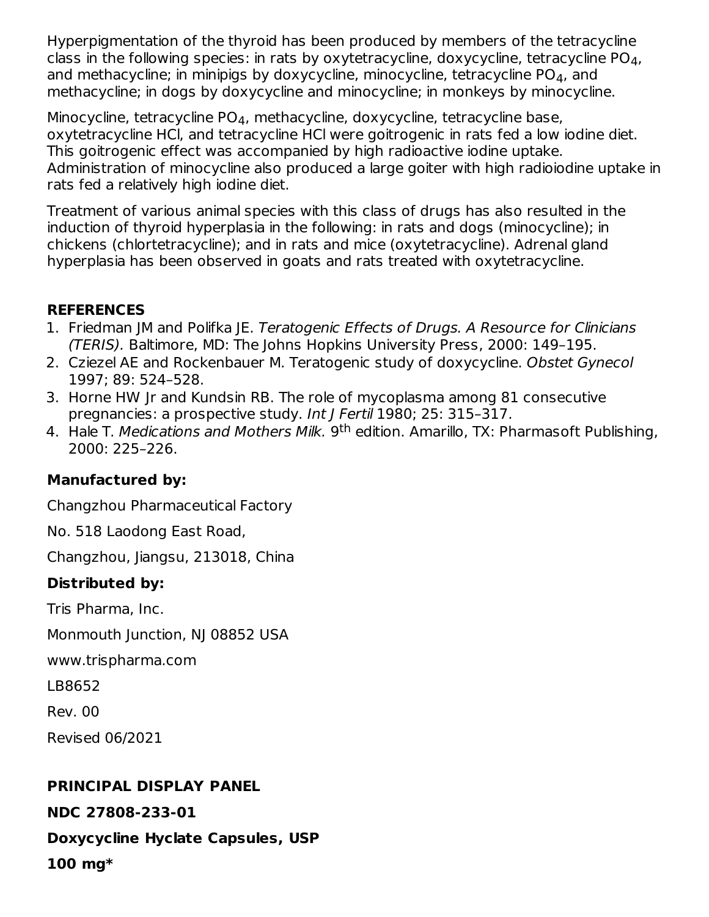Hyperpigmentation of the thyroid has been produced by members of the tetracycline class in the following species: in rats by oxytetracycline, doxycycline, tetracycline $PO_4$, and methacycline; in minipigs by doxycycline, minocycline, tetracycline $PO_4$, and methacycline; in dogs by doxycycline and minocycline; in monkeys by minocycline.

Minocycline, tetracycline $PO_4$, methacycline, doxycycline, tetracycline base, oxytetracycline HCl, and tetracycline HCl were goitrogenic in rats fed a low iodine diet. This goitrogenic effect was accompanied by high radioactive iodine uptake. Administration of minocycline also produced a large goiter with high radioiodine uptake in rats fed a relatively high iodine diet.

Treatment of various animal species with this class of drugs has also resulted in the induction of thyroid hyperplasia in the following: in rats and dogs (minocycline); in chickens (chlortetracycline); and in rats and mice (oxytetracycline). Adrenal gland hyperplasia has been observed in goats and rats treated with oxytetracycline.

## REFERENCES

1. Friedman JM and Polifka JE. *Teratogenic Effects of Drugs. A Resource for Clinicians (TERIS).* Baltimore, MD: The Johns Hopkins University Press, 2000: 149–195.
2. Cziezel AE and Rockenbauer M. Teratogenic study of doxycycline. *Obstet Gynecol* 1997; 89: 524–528.
3. Horne HW Jr and Kundsin RB. The role of mycoplasma among 81 consecutive pregnancies: a prospective study. *Int J Fertil* 1980; 25: 315–317.
4. Hale T. *Medications and Mothers Milk.* 9th edition. Amarillo, TX: Pharmasoft Publishing, 2000: 225–226.

**Manufactured by:**

Changzhou Pharmaceutical Factory

No. 518 Laodong East Road,

Changzhou, Jiangsu, 213018, China

**Distributed by:**

Tris Pharma, Inc.

Monmouth Junction, NJ 08852 USA

www.trispharma.com

LB8652

Rev. 00

Revised 06/2021

## PRINCIPAL DISPLAY PANEL

**NDC 27808-233-01**

**Doxycycline Hyclate Capsules, USP**

**100 mg***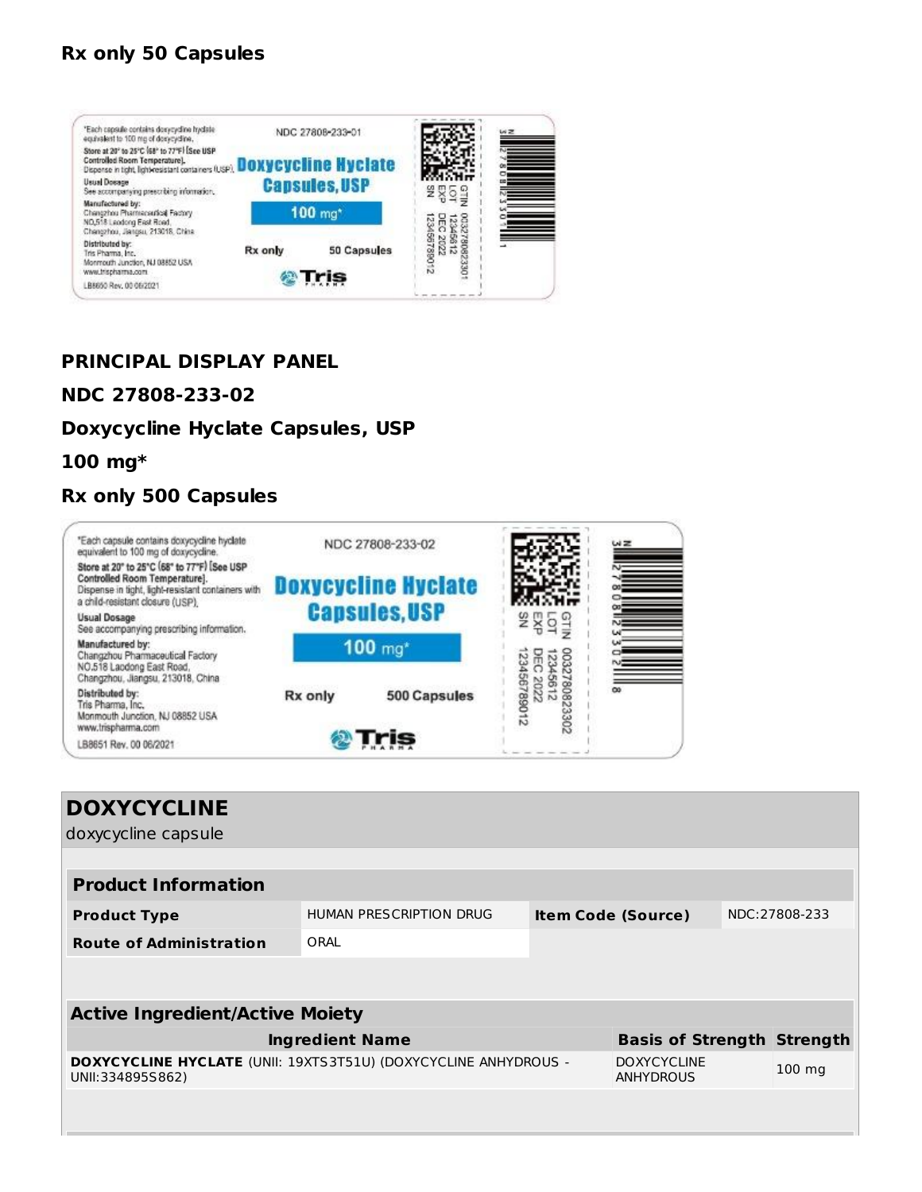**Rx only 50 Capsules**

*Each capsule contains doxycycline hyclate equivalent to 100 mg of doxycycline.

Store at 20° to 25°C (68° to 77°F) [See USP Controlled Room Temperature].
Dispense in tight, light-resistant containers (USP).

Usual Dosage
See accompanying prescribing information.

Manufactured by:
Changzhou Pharmaceutical Factory
NO.518 Laodong East Road,
Changzhou, Jiangsu, 213018, China

Distributed by:
Tris Pharma, Inc.
Monmouth Junction, NJ 08852 USA
www.trispharma.com

LB8650 Rev. 00 06/2021

NDC 27808-233-01

Doxycycline Hyclate Capsules, USP

100 mg*

Rx only 50 Capsules

Tris PHARMA

GTIN 00327808233301
LOT 12345612
EXP DEC 2022
SN 123456789012

**PRINCIPAL DISPLAY PANEL**

**NDC 27808-233-02**

**Doxycycline Hyclate Capsules, USP**

**100 mg***

**Rx only 500 Capsules**

*Each capsule contains doxycycline hyclate equivalent to 100 mg of doxycycline.

Store at 20° to 25°C (68° to 77°F) [See USP Controlled Room Temperature].
Dispense in tight, light-resistant containers with a child-resistant closure (USP).

Usual Dosage
See accompanying prescribing information.

Manufactured by:
Changzhou Pharmaceutical Factory
NO.518 Laodong East Road,
Changzhou, Jiangsu, 213018, China

Distributed by:
Tris Pharma, Inc.
Monmouth Junction, NJ 08852 USA
www.trispharma.com

LB8651 Rev. 00 06/2021

NDC 27808-233-02

Doxycycline Hyclate Capsules, USP

100 mg*

Rx only 500 Capsules

Tris PHARMA

GTIN 00327808233302
LOT 12345612
EXP DEC 2022
SN 123456789012

## DOXYCYCLINE

doxycycline capsule

| Product Information | | | |
|---|---|---|---|
| **Product Type** | HUMAN PRESCRIPTION DRUG | **Item Code (Source)** | NDC:27808-233 |
| **Route of Administration** | ORAL | | |

| Active Ingredient/Active Moiety | | |
|---|---|---|
| **Ingredient Name** | **Basis of Strength** | **Strength** |
| **DOXYCYCLINE HYCLATE** (UNII: 19XTS3T51U) (DOXYCYCLINE ANHYDROUS - UNII:334895S862) | DOXYCYCLINE ANHYDROUS | 100 mg |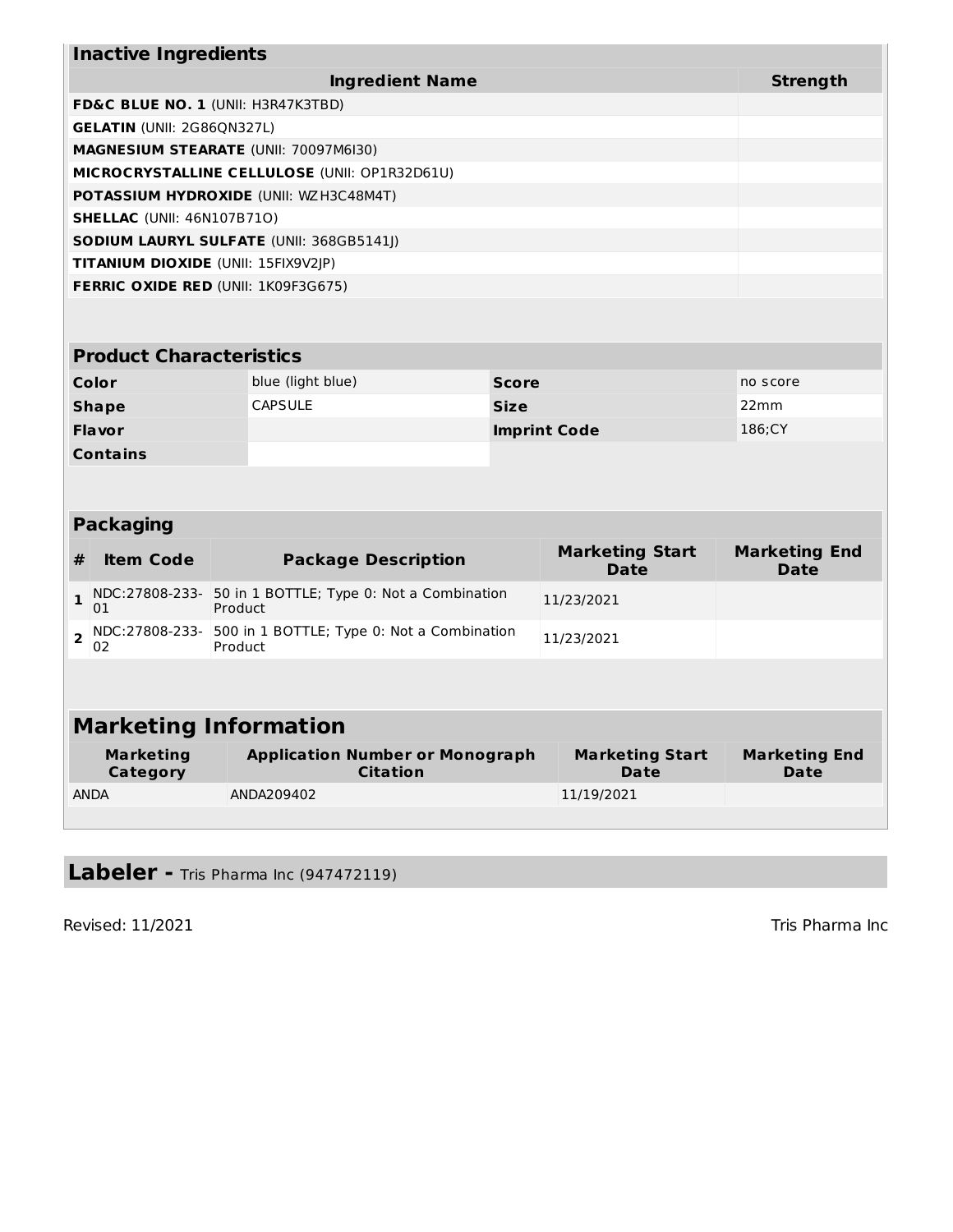## Inactive Ingredients

| Ingredient Name | Strength |
| --- | --- |
| **FD&C BLUE NO. 1** (UNII: H3R47K3TBD) | |
| **GELATIN** (UNII: 2G86QN327L) | |
| **MAGNESIUM STEARATE** (UNII: 70097M6I30) | |
| **MICROCRYSTALLINE CELLULOSE** (UNII: OP1R32D61U) | |
| **POTASSIUM HYDROXIDE** (UNII: WZH3C48M4T) | |
| **SHELLAC** (UNII: 46N107B71O) | |
| **SODIUM LAURYL SULFATE** (UNII: 368GB5141J) | |
| **TITANIUM DIOXIDE** (UNII: 15FIX9V2JP) | |
| **FERRIC OXIDE RED** (UNII: 1K09F3G675) | |

## Product Characteristics

| | | | |
| --- | --- | --- | --- |
| **Color** | blue (light blue) | **Score** | no score |
| **Shape** | CAPSULE | **Size** | 22mm |
| **Flavor** | | **Imprint Code** | 186;CY |
| **Contains** | | | |

## Packaging

| # | Item Code | Package Description | Marketing Start Date | Marketing End Date |
| --- | --- | --- | --- | --- |
| 1 | NDC:27808-233-01 | 50 in 1 BOTTLE; Type 0: Not a Combination Product | 11/23/2021 | |
| 2 | NDC:27808-233-02 | 500 in 1 BOTTLE; Type 0: Not a Combination Product | 11/23/2021 | |

## Marketing Information

| Marketing Category | Application Number or Monograph Citation | Marketing Start Date | Marketing End Date |
| --- | --- | --- | --- |
| ANDA | ANDA209402 | 11/19/2021 | |

## Labeler - Tris Pharma Inc (947472119)

Revised: 11/2021

Tris Pharma Inc